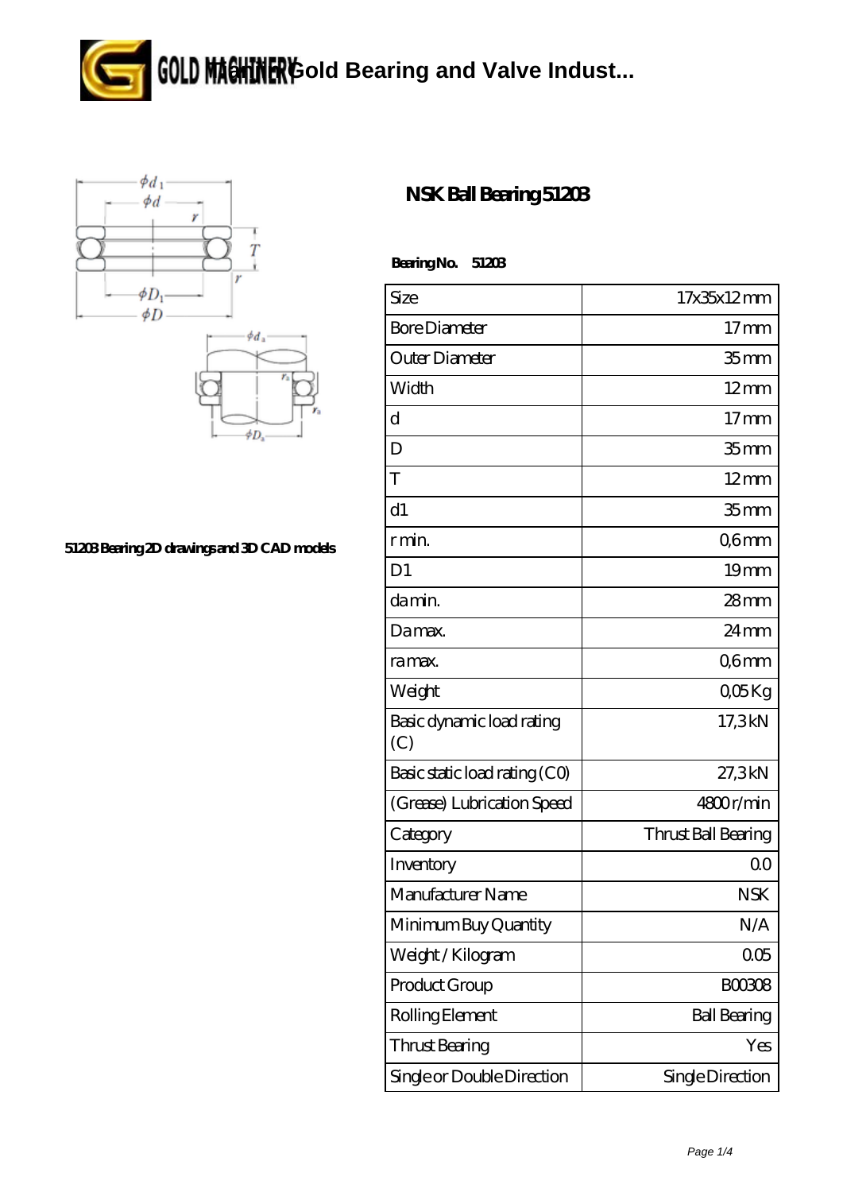# GOLD MACHINERY Gold Bearing and Valve Indust...

51203 Bearing 2D drawings and 3D CAD models

## NSK Ball Bearing 51203

**Bearing No. 51203**

| | |
|---|---|
| Size | 17x35x12 mm |
| Bore Diameter | 17 mm |
| Outer Diameter | 35 mm |
| Width | 12 mm |
| d | 17 mm |
| D | 35 mm |
| T | 12 mm |
| d1 | 35 mm |
| r min. | 0,6 mm |
| D1 | 19 mm |
| da min. | 28 mm |
| Da max. | 24 mm |
| ra max. | 0,6 mm |
| Weight | 0,05 Kg |
| Basic dynamic load rating (C) | 17,3 kN |
| Basic static load rating (C0) | 27,3 kN |
| (Grease) Lubrication Speed | 4800 r/min |
| Category | Thrust Ball Bearing |
| Inventory | 0.0 |
| Manufacturer Name | NSK |
| Minimum Buy Quantity | N/A |
| Weight / Kilogram | 0.05 |
| Product Group | B00308 |
| Rolling Element | Ball Bearing |
| Thrust Bearing | Yes |
| Single or Double Direction | Single Direction |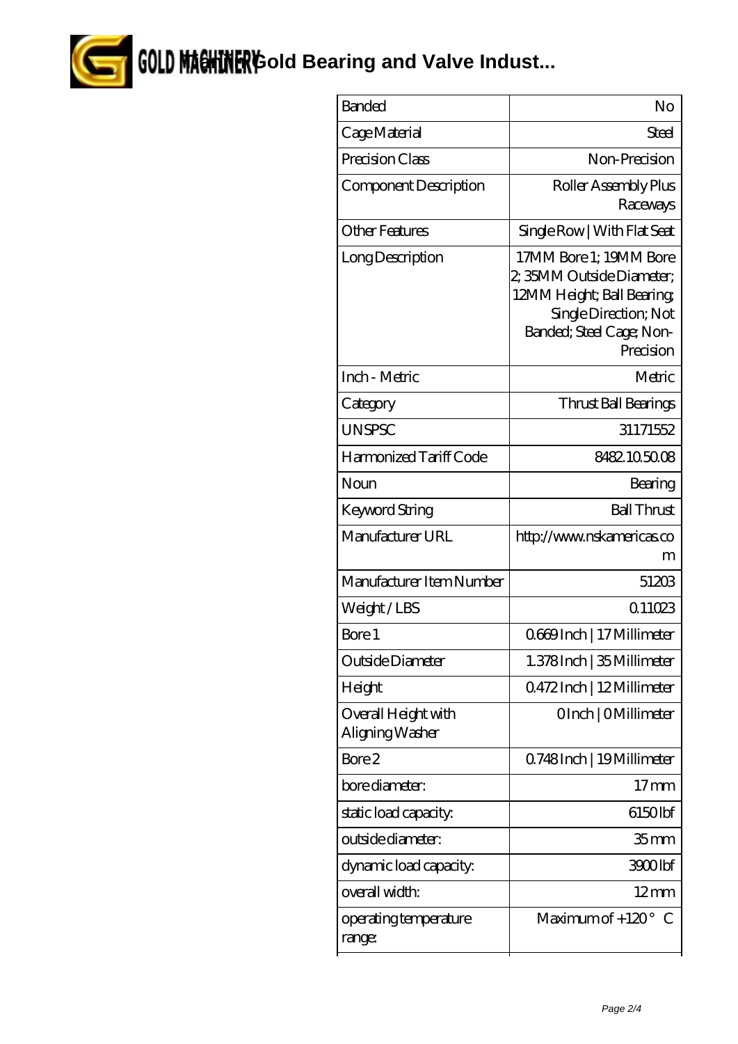| | |
|---|---|
| Banded | No |
| Cage Material | Steel |
| Precision Class | Non-Precision |
| Component Description | Roller Assembly Plus Raceways |
| Other Features | Single Row \| With Flat Seat |
| Long Description | 17MM Bore 1; 19MM Bore 2; 35MM Outside Diameter; 12MM Height; Ball Bearing; Single Direction; Not Banded; Steel Cage; Non-Precision |
| Inch - Metric | Metric |
| Category | Thrust Ball Bearings |
| UNSPSC | 31171552 |
| Harmonized Tariff Code | 8482.10.50.08 |
| Noun | Bearing |
| Keyword String | Ball Thrust |
| Manufacturer URL | http://www.nskamericas.com |
| Manufacturer Item Number | 51203 |
| Weight / LBS | 0.11023 |
| Bore 1 | 0.669 Inch \| 17 Millimeter |
| Outside Diameter | 1.378 Inch \| 35 Millimeter |
| Height | 0.472 Inch \| 12 Millimeter |
| Overall Height with Aligning Washer | 0 Inch \| 0 Millimeter |
| Bore 2 | 0.748 Inch \| 19 Millimeter |
| bore diameter: | 17 mm |
| static load capacity: | 6150 lbf |
| outside diameter: | 35 mm |
| dynamic load capacity: | 3900 lbf |
| overall width: | 12 mm |
| operating temperature range: | Maximum of +120 ° C |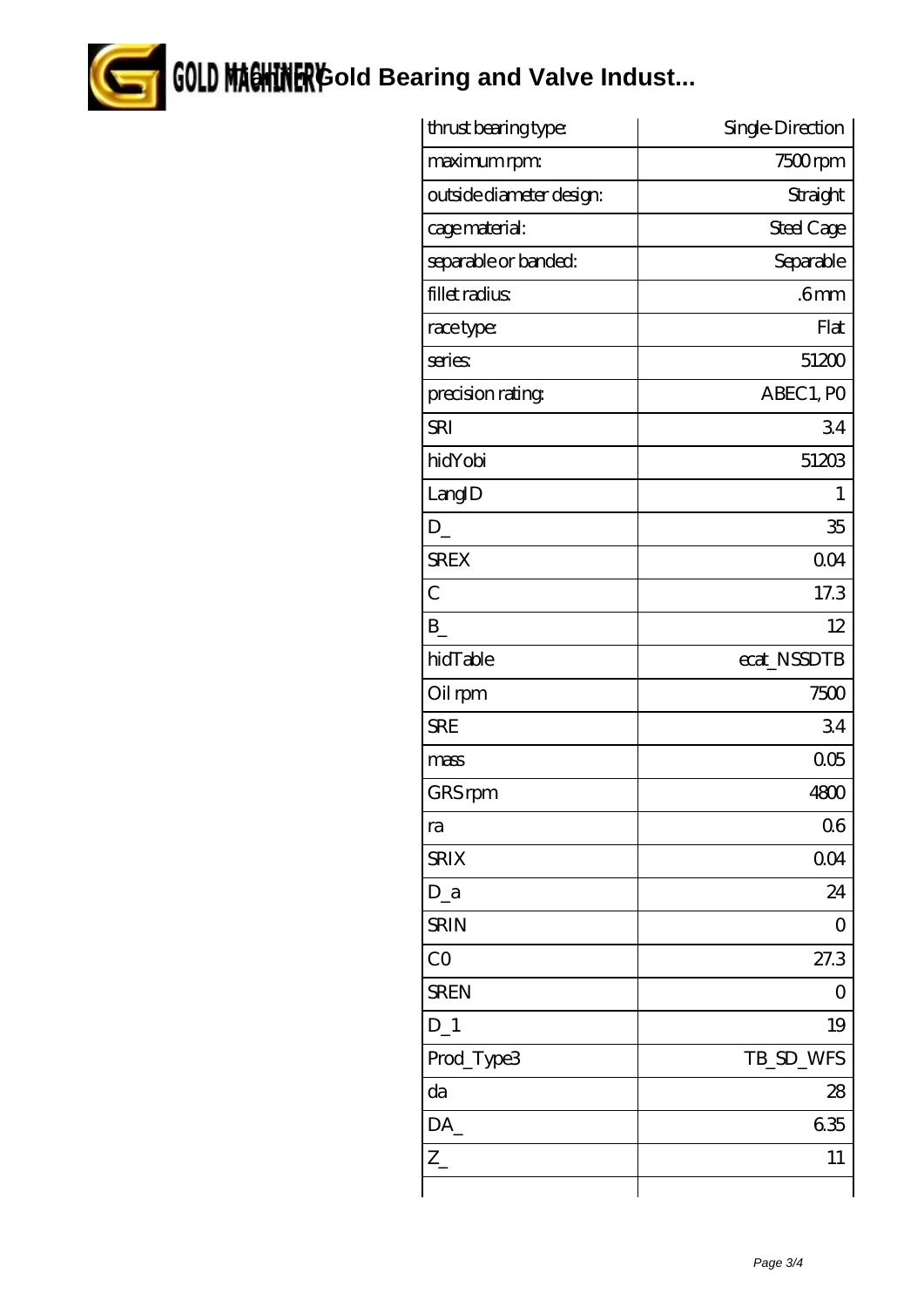| | |
|---|---|
| thrust bearing type: | Single-Direction |
| maximum rpm: | 7500 rpm |
| outside diameter design: | Straight |
| cage material: | Steel Cage |
| separable or banded: | Separable |
| fillet radius: | .6 mm |
| race type: | Flat |
| series: | 51200 |
| precision rating: | ABEC1, P0 |
| SRI | 3.4 |
| hidYobi | 51203 |
| LangID | 1 |
| D_ | 35 |
| SREX | 0.04 |
| C | 17.3 |
| B_ | 12 |
| hidTable | ecat_NSSDTB |
| Oil rpm | 7500 |
| SRE | 3.4 |
| mass | 0.05 |
| GRS rpm | 4800 |
| ra | 0.6 |
| SRIX | 0.04 |
| D_a | 24 |
| SRIN | 0 |
| C0 | 27.3 |
| SREN | 0 |
| D_1 | 19 |
| Prod_Type3 | TB_SD_WFS |
| da | 28 |
| DA_ | 6.35 |
| Z_ | 11 |
| | |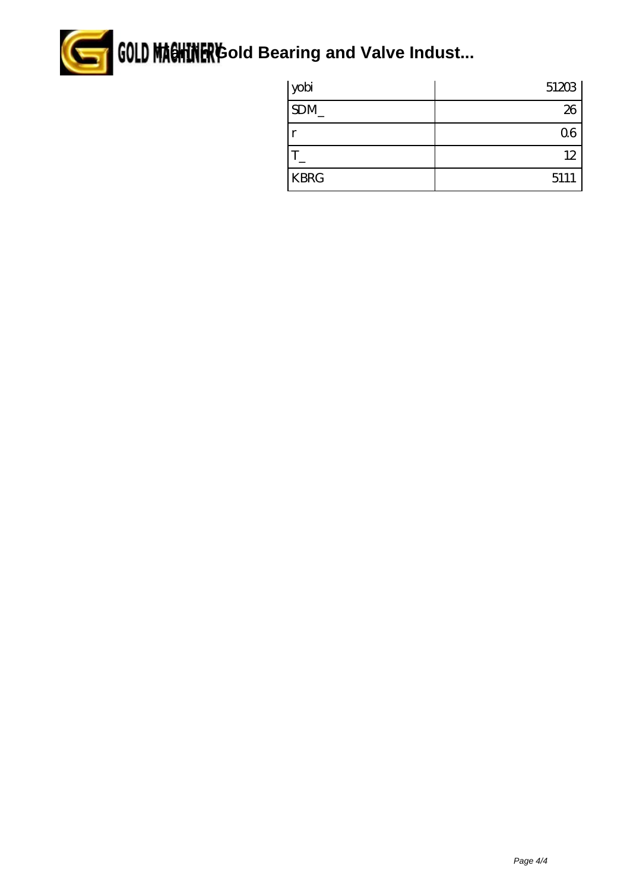| | |
|---|---|
| yobi | 51203 |
| SDM_ | 26 |
| r | 0.6 |
| T_ | 12 |
| KBRG | 5111 |